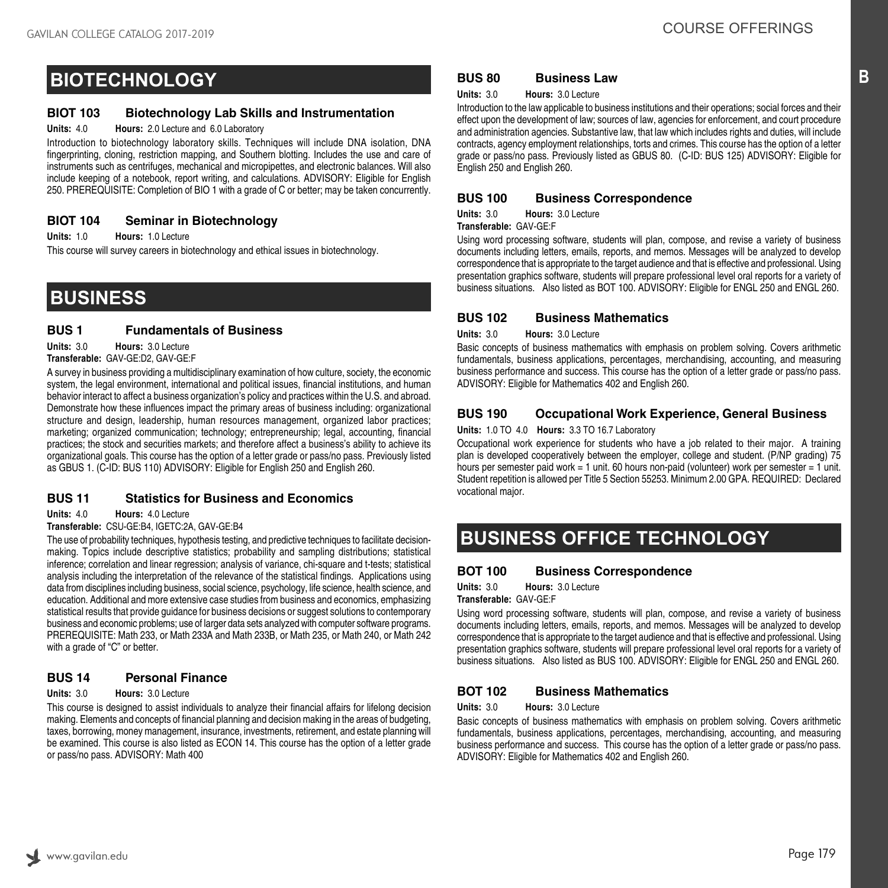## BIOTECHNOLOGY

### BIOT 103 Biotechnology Lab Skills and Instrumentation

**Units:** 4.0 **Hours:** 2.0 Lecture and 6.0 Laboratory

Introduction to biotechnology laboratory skills. Techniques will include DNA isolation, DNA fingerprinting, cloning, restriction mapping, and Southern blotting. Includes the use and care of instruments such as centrifuges, mechanical and micropipettes, and electronic balances. Will also include keeping of a notebook, report writing, and calculations. ADVISORY: Eligible for English 250. PREREQUISITE: Completion of BIO 1 with a grade of C or better; may be taken concurrently.

### BIOT 104 Seminar in Biotechnology

**Units:** 1.0 **Hours:** 1.0 Lecture

This course will survey careers in biotechnology and ethical issues in biotechnology.

## BUSINESS

### BUS 1 Fundamentals of Business

**Units:** 3.0 **Hours:** 3.0 Lecture

**Transferable:** GAV-GE:D2, GAV-GE:F

A survey in business providing a multidisciplinary examination of how culture, society, the economic system, the legal environment, international and political issues, financial institutions, and human behavior interact to affect a business organization's policy and practices within the U.S. and abroad. Demonstrate how these influences impact the primary areas of business including: organizational structure and design, leadership, human resources management, organized labor practices; marketing; organized communication; technology; entrepreneurship; legal, accounting, financial practices; the stock and securities markets; and therefore affect a business's ability to achieve its organizational goals. This course has the option of a letter grade or pass/no pass. Previously listed as GBUS 1. (C-ID: BUS 110) ADVISORY: Eligible for English 250 and English 260.

### BUS 11 Statistics for Business and Economics

**Units:** 4.0 **Hours:** 4.0 Lecture

**Transferable:** CSU-GE:B4, IGETC:2A, GAV-GE:B4

The use of probability techniques, hypothesis testing, and predictive techniques to facilitate decision-making. Topics include descriptive statistics; probability and sampling distributions; statistical inference; correlation and linear regression; analysis of variance, chi-square and t-tests; statistical analysis including the interpretation of the relevance of the statistical findings. Applications using data from disciplines including business, social science, psychology, life science, health science, and education. Additional and more extensive case studies from business and economics, emphasizing statistical results that provide guidance for business decisions or suggest solutions to contemporary business and economic problems; use of larger data sets analyzed with computer software programs. PREREQUISITE: Math 233, or Math 233A and Math 233B, or Math 235, or Math 240, or Math 242 with a grade of "C" or better.

### BUS 14 Personal Finance

**Units:** 3.0 **Hours:** 3.0 Lecture

This course is designed to assist individuals to analyze their financial affairs for lifelong decision making. Elements and concepts of financial planning and decision making in the areas of budgeting, taxes, borrowing, money management, insurance, investments, retirement, and estate planning will be examined. This course is also listed as ECON 14. This course has the option of a letter grade or pass/no pass. ADVISORY: Math 400

### BUS 80 Business Law

**Units:** 3.0 **Hours:** 3.0 Lecture

Introduction to the law applicable to business institutions and their operations; social forces and their effect upon the development of law; sources of law, agencies for enforcement, and court procedure and administration agencies. Substantive law, that law which includes rights and duties, will include contracts, agency employment relationships, torts and crimes. This course has the option of a letter grade or pass/no pass. Previously listed as GBUS 80. (C-ID: BUS 125) ADVISORY: Eligible for English 250 and English 260.

### BUS 100 Business Correspondence

**Units:** 3.0 **Hours:** 3.0 Lecture

**Transferable:** GAV-GE:F

Using word processing software, students will plan, compose, and revise a variety of business documents including letters, emails, reports, and memos. Messages will be analyzed to develop correspondence that is appropriate to the target audience and that is effective and professional. Using presentation graphics software, students will prepare professional level oral reports for a variety of business situations. Also listed as BOT 100. ADVISORY: Eligible for ENGL 250 and ENGL 260.

### BUS 102 Business Mathematics

**Units:** 3.0 **Hours:** 3.0 Lecture

Basic concepts of business mathematics with emphasis on problem solving. Covers arithmetic fundamentals, business applications, percentages, merchandising, accounting, and measuring business performance and success. This course has the option of a letter grade or pass/no pass. ADVISORY: Eligible for Mathematics 402 and English 260.

### BUS 190 Occupational Work Experience, General Business

**Units:** 1.0 TO 4.0 **Hours:** 3.3 TO 16.7 Laboratory

Occupational work experience for students who have a job related to their major. A training plan is developed cooperatively between the employer, college and student. (P/NP grading) 75 hours per semester paid work = 1 unit. 60 hours non-paid (volunteer) work per semester = 1 unit. Student repetition is allowed per Title 5 Section 55253. Minimum 2.00 GPA. REQUIRED: Declared vocational major.

## BUSINESS OFFICE TECHNOLOGY

### BOT 100 Business Correspondence

**Units:** 3.0 **Hours:** 3.0 Lecture

**Transferable:** GAV-GE:F

Using word processing software, students will plan, compose, and revise a variety of business documents including letters, emails, reports, and memos. Messages will be analyzed to develop correspondence that is appropriate to the target audience and that is effective and professional. Using presentation graphics software, students will prepare professional level oral reports for a variety of business situations. Also listed as BUS 100. ADVISORY: Eligible for ENGL 250 and ENGL 260.

### BOT 102 Business Mathematics

**Units:** 3.0 **Hours:** 3.0 Lecture

Basic concepts of business mathematics with emphasis on problem solving. Covers arithmetic fundamentals, business applications, percentages, merchandising, accounting, and measuring business performance and success. This course has the option of a letter grade or pass/no pass. ADVISORY: Eligible for Mathematics 402 and English 260.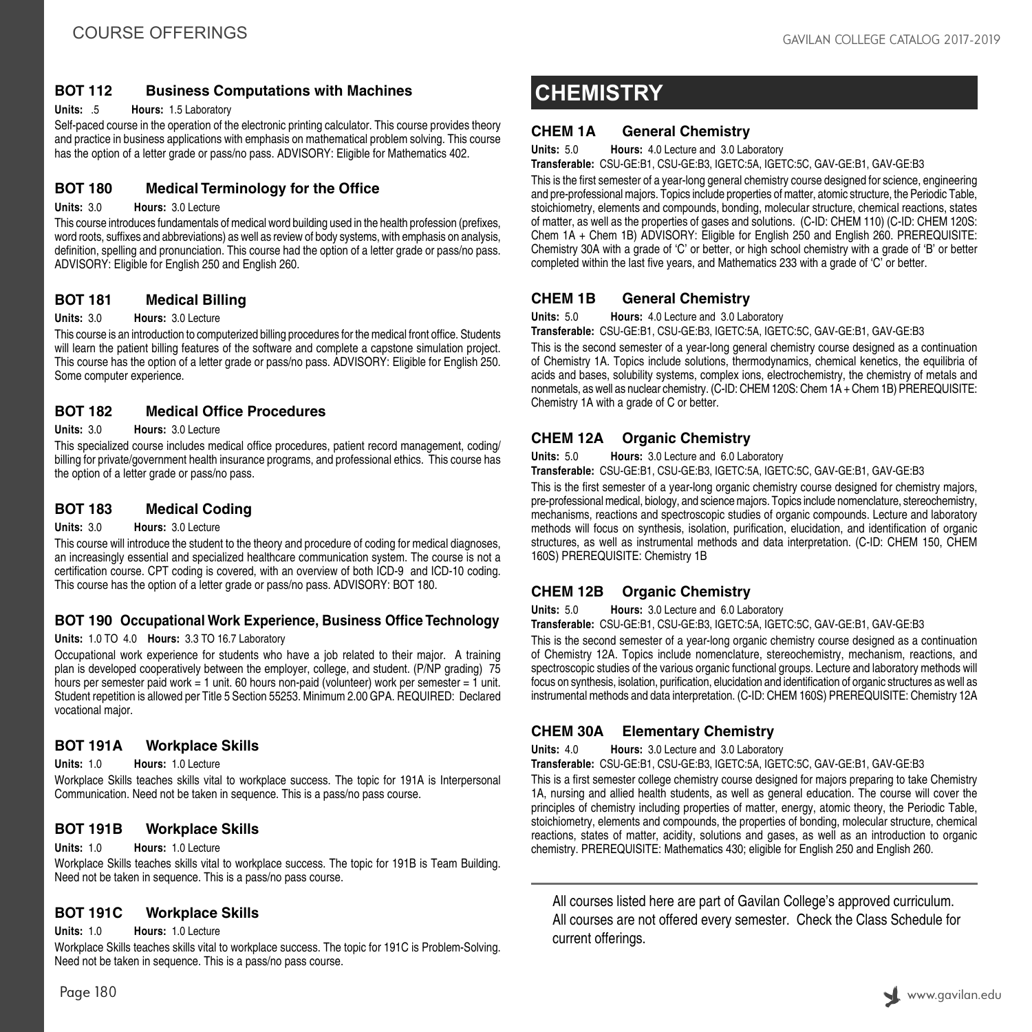### BOT 112 Business Computations with Machines

**Units:** .5 **Hours:** 1.5 Laboratory

Self-paced course in the operation of the electronic printing calculator. This course provides theory and practice in business applications with emphasis on mathematical problem solving. This course has the option of a letter grade or pass/no pass. ADVISORY: Eligible for Mathematics 402.

### BOT 180 Medical Terminology for the Office

**Units:** 3.0 **Hours:** 3.0 Lecture

This course introduces fundamentals of medical word building used in the health profession (prefixes, word roots, suffixes and abbreviations) as well as review of body systems, with emphasis on analysis, definition, spelling and pronunciation. This course had the option of a letter grade or pass/no pass. ADVISORY: Eligible for English 250 and English 260.

### BOT 181 Medical Billing

**Units:** 3.0 **Hours:** 3.0 Lecture

This course is an introduction to computerized billing procedures for the medical front office. Students will learn the patient billing features of the software and complete a capstone simulation project. This course has the option of a letter grade or pass/no pass. ADVISORY: Eligible for English 250. Some computer experience.

### BOT 182 Medical Office Procedures

**Units:** 3.0 **Hours:** 3.0 Lecture

This specialized course includes medical office procedures, patient record management, coding/billing for private/government health insurance programs, and professional ethics. This course has the option of a letter grade or pass/no pass.

### BOT 183 Medical Coding

**Units:** 3.0 **Hours:** 3.0 Lecture

This course will introduce the student to the theory and procedure of coding for medical diagnoses, an increasingly essential and specialized healthcare communication system. The course is not a certification course. CPT coding is covered, with an overview of both ICD-9 and ICD-10 coding. This course has the option of a letter grade or pass/no pass. ADVISORY: BOT 180.

### BOT 190 Occupational Work Experience, Business Office Technology

**Units:** 1.0 TO 4.0 **Hours:** 3.3 TO 16.7 Laboratory

Occupational work experience for students who have a job related to their major. A training plan is developed cooperatively between the employer, college, and student. (P/NP grading) 75 hours per semester paid work = 1 unit. 60 hours non-paid (volunteer) work per semester = 1 unit. Student repetition is allowed per Title 5 Section 55253. Minimum 2.00 GPA. REQUIRED: Declared vocational major.

### BOT 191A Workplace Skills

**Units:** 1.0 **Hours:** 1.0 Lecture

Workplace Skills teaches skills vital to workplace success. The topic for 191A is Interpersonal Communication. Need not be taken in sequence. This is a pass/no pass course.

### BOT 191B Workplace Skills

**Units:** 1.0 **Hours:** 1.0 Lecture

Workplace Skills teaches skills vital to workplace success. The topic for 191B is Team Building. Need not be taken in sequence. This is a pass/no pass course.

### BOT 191C Workplace Skills

**Units:** 1.0 **Hours:** 1.0 Lecture

Workplace Skills teaches skills vital to workplace success. The topic for 191C is Problem-Solving. Need not be taken in sequence. This is a pass/no pass course.

## CHEMISTRY

### CHEM 1A General Chemistry

**Units:** 5.0 **Hours:** 4.0 Lecture and 3.0 Laboratory

**Transferable:** CSU-GE:B1, CSU-GE:B3, IGETC:5A, IGETC:5C, GAV-GE:B1, GAV-GE:B3

This is the first semester of a year-long general chemistry course designed for science, engineering and pre-professional majors. Topics include properties of matter, atomic structure, the Periodic Table, stoichiometry, elements and compounds, bonding, molecular structure, chemical reactions, states of matter, as well as the properties of gases and solutions. (C-ID: CHEM 110) (C-ID: CHEM 120S: Chem 1A + Chem 1B) ADVISORY: Eligible for English 250 and English 260. PREREQUISITE: Chemistry 30A with a grade of 'C' or better, or high school chemistry with a grade of 'B' or better completed within the last five years, and Mathematics 233 with a grade of 'C' or better.

### CHEM 1B General Chemistry

**Units:** 5.0 **Hours:** 4.0 Lecture and 3.0 Laboratory

**Transferable:** CSU-GE:B1, CSU-GE:B3, IGETC:5A, IGETC:5C, GAV-GE:B1, GAV-GE:B3

This is the second semester of a year-long general chemistry course designed as a continuation of Chemistry 1A. Topics include solutions, thermodynamics, chemical kenetics, the equilibria of acids and bases, solubility systems, complex ions, electrochemistry, the chemistry of metals and nonmetals, as well as nuclear chemistry. (C-ID: CHEM 120S: Chem 1A + Chem 1B) PREREQUISITE: Chemistry 1A with a grade of C or better.

### CHEM 12A Organic Chemistry

**Units:** 5.0 **Hours:** 3.0 Lecture and 6.0 Laboratory

**Transferable:** CSU-GE:B1, CSU-GE:B3, IGETC:5A, IGETC:5C, GAV-GE:B1, GAV-GE:B3

This is the first semester of a year-long organic chemistry course designed for chemistry majors, pre-professional medical, biology, and science majors. Topics include nomenclature, stereochemistry, mechanisms, reactions and spectroscopic studies of organic compounds. Lecture and laboratory methods will focus on synthesis, isolation, purification, elucidation, and identification of organic structures, as well as instrumental methods and data interpretation. (C-ID: CHEM 150, CHEM 160S) PREREQUISITE: Chemistry 1B

### CHEM 12B Organic Chemistry

**Units:** 5.0 **Hours:** 3.0 Lecture and 6.0 Laboratory

**Transferable:** CSU-GE:B1, CSU-GE:B3, IGETC:5A, IGETC:5C, GAV-GE:B1, GAV-GE:B3

This is the second semester of a year-long organic chemistry course designed as a continuation of Chemistry 12A. Topics include nomenclature, stereochemistry, mechanism, reactions, and spectroscopic studies of the various organic functional groups. Lecture and laboratory methods will focus on synthesis, isolation, purification, elucidation and identification of organic structures as well as instrumental methods and data interpretation. (C-ID: CHEM 160S) PREREQUISITE: Chemistry 12A

### CHEM 30A Elementary Chemistry

**Units:** 4.0 **Hours:** 3.0 Lecture and 3.0 Laboratory

**Transferable:** CSU-GE:B1, CSU-GE:B3, IGETC:5A, IGETC:5C, GAV-GE:B1, GAV-GE:B3

This is a first semester college chemistry course designed for majors preparing to take Chemistry 1A, nursing and allied health students, as well as general education. The course will cover the principles of chemistry including properties of matter, energy, atomic theory, the Periodic Table, stoichiometry, elements and compounds, the properties of bonding, molecular structure, chemical reactions, states of matter, acidity, solutions and gases, as well as an introduction to organic chemistry. PREREQUISITE: Mathematics 430; eligible for English 250 and English 260.

---

All courses listed here are part of Gavilan College's approved curriculum. All courses are not offered every semester. Check the Class Schedule for current offerings.